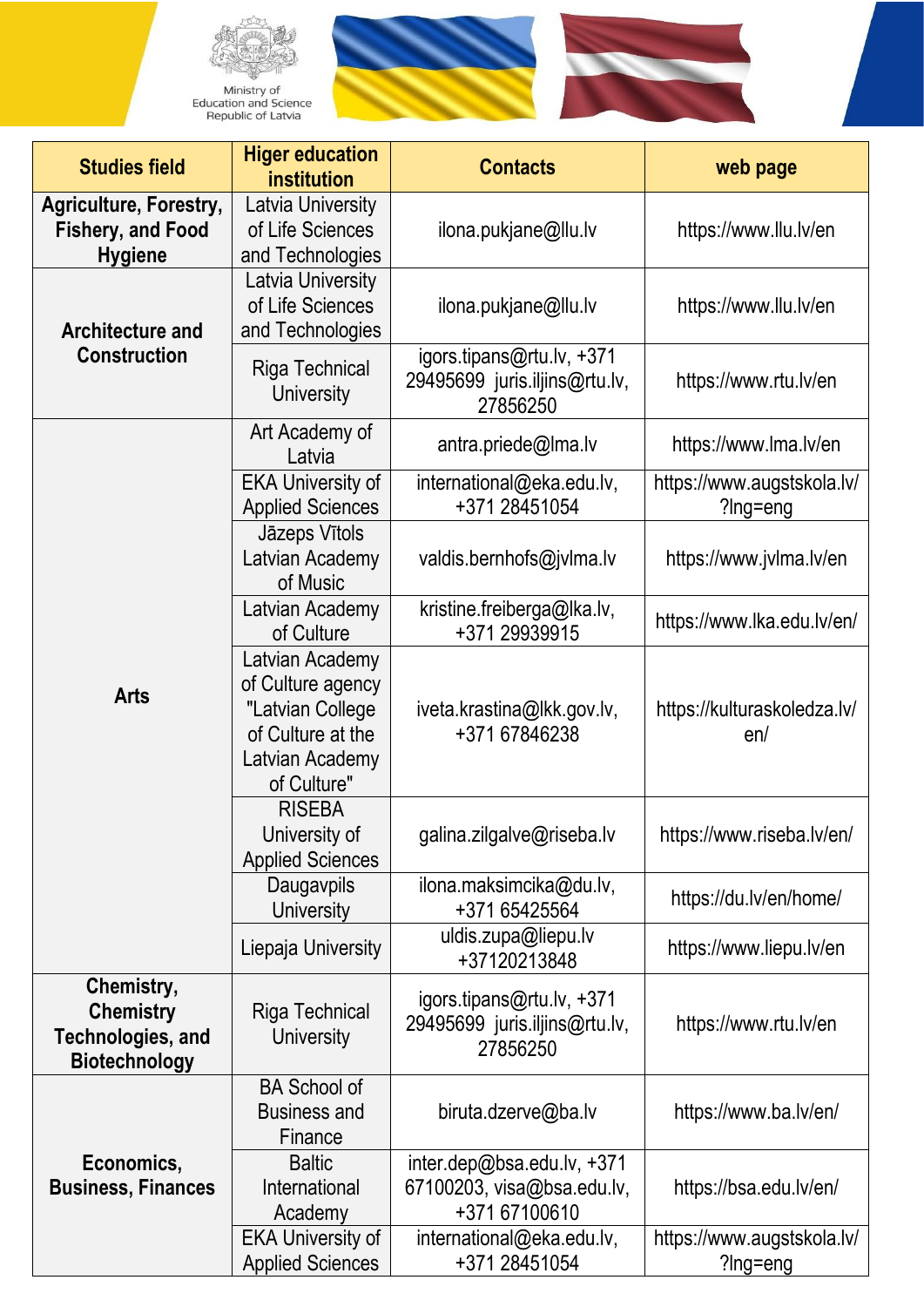Ministry of Education and Science Republic of Latvia

| Studies field | Higer education institution | Contacts | web page |
|---|---|---|---|
| **Agriculture, Forestry, Fishery, and Food Hygiene** | Latvia University of Life Sciences and Technologies | ilona.pukjane@llu.lv | https://www.llu.lv/en |
| **Architecture and Construction** | Latvia University of Life Sciences and Technologies | ilona.pukjane@llu.lv | https://www.llu.lv/en |
| | Riga Technical University | igors.tipans@rtu.lv, +371 29495699 juris.iljins@rtu.lv, 27856250 | https://www.rtu.lv/en |
| **Arts** | Art Academy of Latvia | antra.priede@lma.lv | https://www.lma.lv/en |
| | EKA University of Applied Sciences | international@eka.edu.lv, +371 28451054 | https://www.augstskola.lv/?lng=eng |
| | Jāzeps Vītols Latvian Academy of Music | valdis.bernhofs@jvlma.lv | https://www.jvlma.lv/en |
| | Latvian Academy of Culture | kristine.freiberga@lka.lv, +371 29939915 | https://www.lka.edu.lv/en/ |
| | Latvian Academy of Culture agency "Latvian College of Culture at the Latvian Academy of Culture" | iveta.krastina@lkk.gov.lv, +371 67846238 | https://kulturaskoledza.lv/en/ |
| | RISEBA University of Applied Sciences | galina.zilgalve@riseba.lv | https://www.riseba.lv/en/ |
| | Daugavpils University | ilona.maksimcika@du.lv, +371 65425564 | https://du.lv/en/home/ |
| | Liepaja University | uldis.zupa@liepu.lv +37120213848 | https://www.liepu.lv/en |
| **Chemistry, Chemistry Technologies, and Biotechnology** | Riga Technical University | igors.tipans@rtu.lv, +371 29495699 juris.iljins@rtu.lv, 27856250 | https://www.rtu.lv/en |
| **Economics, Business, Finances** | BA School of Business and Finance | biruta.dzerve@ba.lv | https://www.ba.lv/en/ |
| | Baltic International Academy | inter.dep@bsa.edu.lv, +371 67100203, visa@bsa.edu.lv, +371 67100610 | https://bsa.edu.lv/en/ |
| | EKA University of Applied Sciences | international@eka.edu.lv, +371 28451054 | https://www.augstskola.lv/?lng=eng |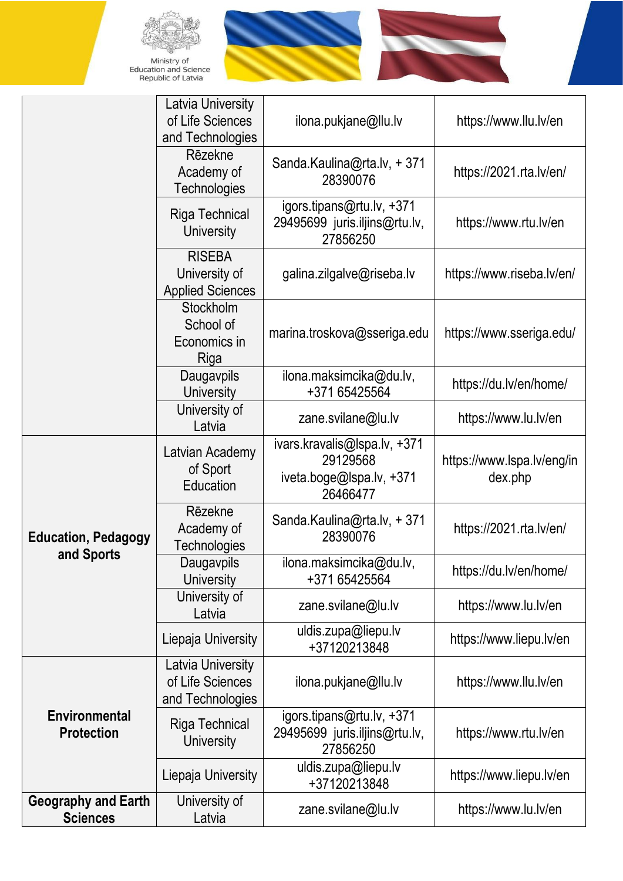| | | | |
|---|---|---|---|
| | Latvia University of Life Sciences and Technologies | ilona.pukjane@llu.lv | https://www.llu.lv/en |
| | Rēzekne Academy of Technologies | Sanda.Kaulina@rta.lv, + 371 28390076 | https://2021.rta.lv/en/ |
| | Riga Technical University | igors.tipans@rtu.lv, +371 29495699 juris.iljins@rtu.lv, 27856250 | https://www.rtu.lv/en |
| | RISEBA University of Applied Sciences | galina.zilgalve@riseba.lv | https://www.riseba.lv/en/ |
| | Stockholm School of Economics in Riga | marina.troskova@sseriga.edu | https://www.sseriga.edu/ |
| | Daugavpils University | ilona.maksimcika@du.lv, +371 65425564 | https://du.lv/en/home/ |
| | University of Latvia | zane.svilane@lu.lv | https://www.lu.lv/en |
| **Education, Pedagogy and Sports** | Latvian Academy of Sport Education | ivars.kravalis@lspa.lv, +371 29129568 iveta.boge@lspa.lv, +371 26466477 | https://www.lspa.lv/eng/index.php |
| | Rēzekne Academy of Technologies | Sanda.Kaulina@rta.lv, + 371 28390076 | https://2021.rta.lv/en/ |
| | Daugavpils University | ilona.maksimcika@du.lv, +371 65425564 | https://du.lv/en/home/ |
| | University of Latvia | zane.svilane@lu.lv | https://www.lu.lv/en |
| | Liepaja University | uldis.zupa@liepu.lv +37120213848 | https://www.liepu.lv/en |
| **Environmental Protection** | Latvia University of Life Sciences and Technologies | ilona.pukjane@llu.lv | https://www.llu.lv/en |
| | Riga Technical University | igors.tipans@rtu.lv, +371 29495699 juris.iljins@rtu.lv, 27856250 | https://www.rtu.lv/en |
| | Liepaja University | uldis.zupa@liepu.lv +37120213848 | https://www.liepu.lv/en |
| **Geography and Earth Sciences** | University of Latvia | zane.svilane@lu.lv | https://www.lu.lv/en |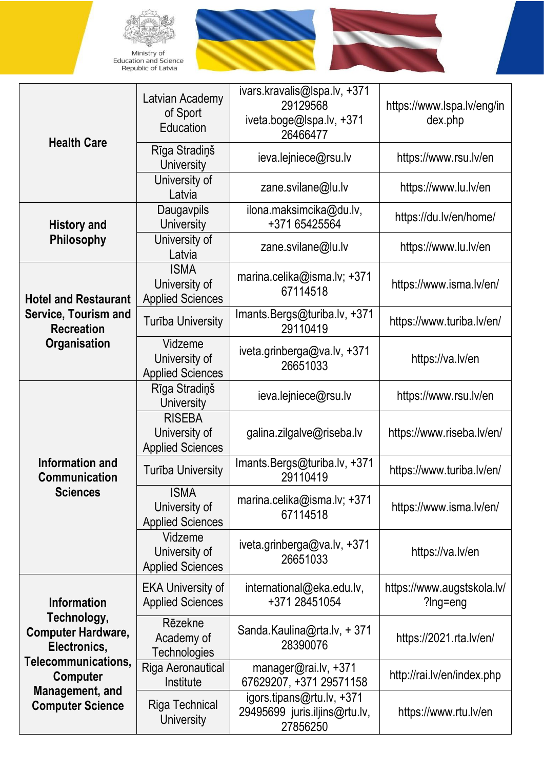| | | | |
|---|---|---|---|
| **Health Care** | Latvian Academy of Sport Education | ivars.kravalis@lspa.lv, +371 29129568 iveta.boge@lspa.lv, +371 26466477 | https://www.lspa.lv/eng/index.php |
| | Rīga Stradiņš University | ieva.lejniece@rsu.lv | https://www.rsu.lv/en |
| | University of Latvia | zane.svilane@lu.lv | https://www.lu.lv/en |
| **History and Philosophy** | Daugavpils University | ilona.maksimcika@du.lv, +371 65425564 | https://du.lv/en/home/ |
| | University of Latvia | zane.svilane@lu.lv | https://www.lu.lv/en |
| **Hotel and Restaurant Service, Tourism and Recreation Organisation** | ISMA University of Applied Sciences | marina.celika@isma.lv; +371 67114518 | https://www.isma.lv/en/ |
| | Turība University | Imants.Bergs@turiba.lv, +371 29110419 | https://www.turiba.lv/en/ |
| | Vidzeme University of Applied Sciences | iveta.grinberga@va.lv, +371 26651033 | https://va.lv/en |
| **Information and Communication Sciences** | Rīga Stradiņš University | ieva.lejniece@rsu.lv | https://www.rsu.lv/en |
| | RISEBA University of Applied Sciences | galina.zilgalve@riseba.lv | https://www.riseba.lv/en/ |
| | Turība University | Imants.Bergs@turiba.lv, +371 29110419 | https://www.turiba.lv/en/ |
| | ISMA University of Applied Sciences | marina.celika@isma.lv; +371 67114518 | https://www.isma.lv/en/ |
| | Vidzeme University of Applied Sciences | iveta.grinberga@va.lv, +371 26651033 | https://va.lv/en |
| **Information Technology, Computer Hardware, Electronics, Telecommunications, Computer Management, and Computer Science** | EKA University of Applied Sciences | international@eka.edu.lv, +371 28451054 | https://www.augstskola.lv/?lng=eng |
| | Rēzekne Academy of Technologies | Sanda.Kaulina@rta.lv, + 371 28390076 | https://2021.rta.lv/en/ |
| | Riga Aeronautical Institute | manager@rai.lv, +371 67629207, +371 29571158 | http://rai.lv/en/index.php |
| | Riga Technical University | igors.tipans@rtu.lv, +371 29495699 juris.iljins@rtu.lv, 27856250 | https://www.rtu.lv/en |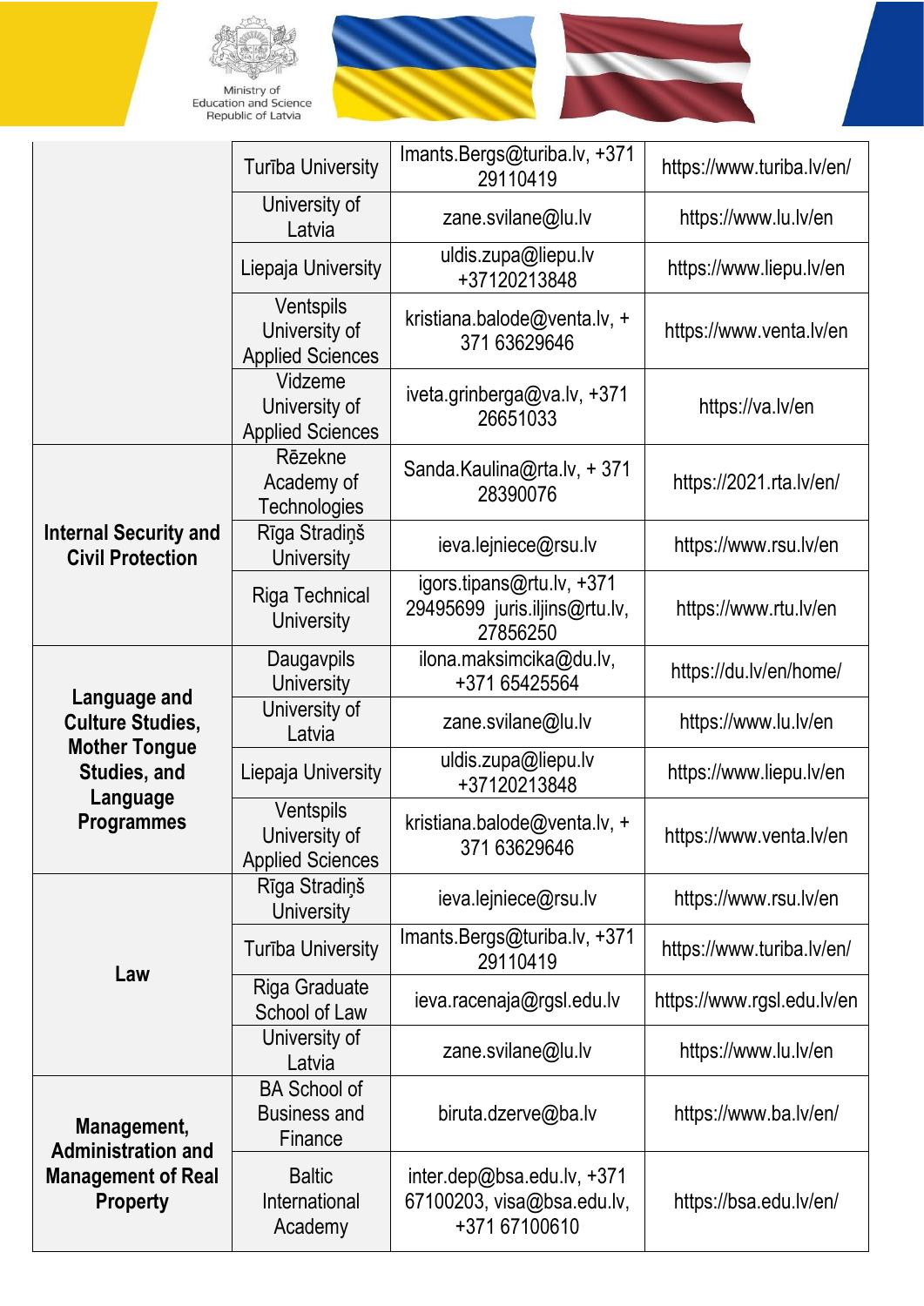| | | | |
|---|---|---|---|
| | Turība University | Imants.Bergs@turiba.lv, +371 29110419 | https://www.turiba.lv/en/ |
| | University of Latvia | zane.svilane@lu.lv | https://www.lu.lv/en |
| | Liepaja University | uldis.zupa@liepu.lv +37120213848 | https://www.liepu.lv/en |
| | Ventspils University of Applied Sciences | kristiana.balode@venta.lv, + 371 63629646 | https://www.venta.lv/en |
| | Vidzeme University of Applied Sciences | iveta.grinberga@va.lv, +371 26651033 | https://va.lv/en |
| **Internal Security and Civil Protection** | Rēzekne Academy of Technologies | Sanda.Kaulina@rta.lv, + 371 28390076 | https://2021.rta.lv/en/ |
| | Rīga Stradiņš University | ieva.lejniece@rsu.lv | https://www.rsu.lv/en |
| | Riga Technical University | igors.tipans@rtu.lv, +371 29495699 juris.iljins@rtu.lv, 27856250 | https://www.rtu.lv/en |
| **Language and Culture Studies, Mother Tongue Studies, and Language Programmes** | Daugavpils University | ilona.maksimcika@du.lv, +371 65425564 | https://du.lv/en/home/ |
| | University of Latvia | zane.svilane@lu.lv | https://www.lu.lv/en |
| | Liepaja University | uldis.zupa@liepu.lv +37120213848 | https://www.liepu.lv/en |
| | Ventspils University of Applied Sciences | kristiana.balode@venta.lv, + 371 63629646 | https://www.venta.lv/en |
| **Law** | Rīga Stradiņš University | ieva.lejniece@rsu.lv | https://www.rsu.lv/en |
| | Turība University | Imants.Bergs@turiba.lv, +371 29110419 | https://www.turiba.lv/en/ |
| | Riga Graduate School of Law | ieva.racenaja@rgsl.edu.lv | https://www.rgsl.edu.lv/en |
| | University of Latvia | zane.svilane@lu.lv | https://www.lu.lv/en |
| **Management, Administration and Management of Real Property** | BA School of Business and Finance | biruta.dzerve@ba.lv | https://www.ba.lv/en/ |
| | Baltic International Academy | inter.dep@bsa.edu.lv, +371 67100203, visa@bsa.edu.lv, +371 67100610 | https://bsa.edu.lv/en/ |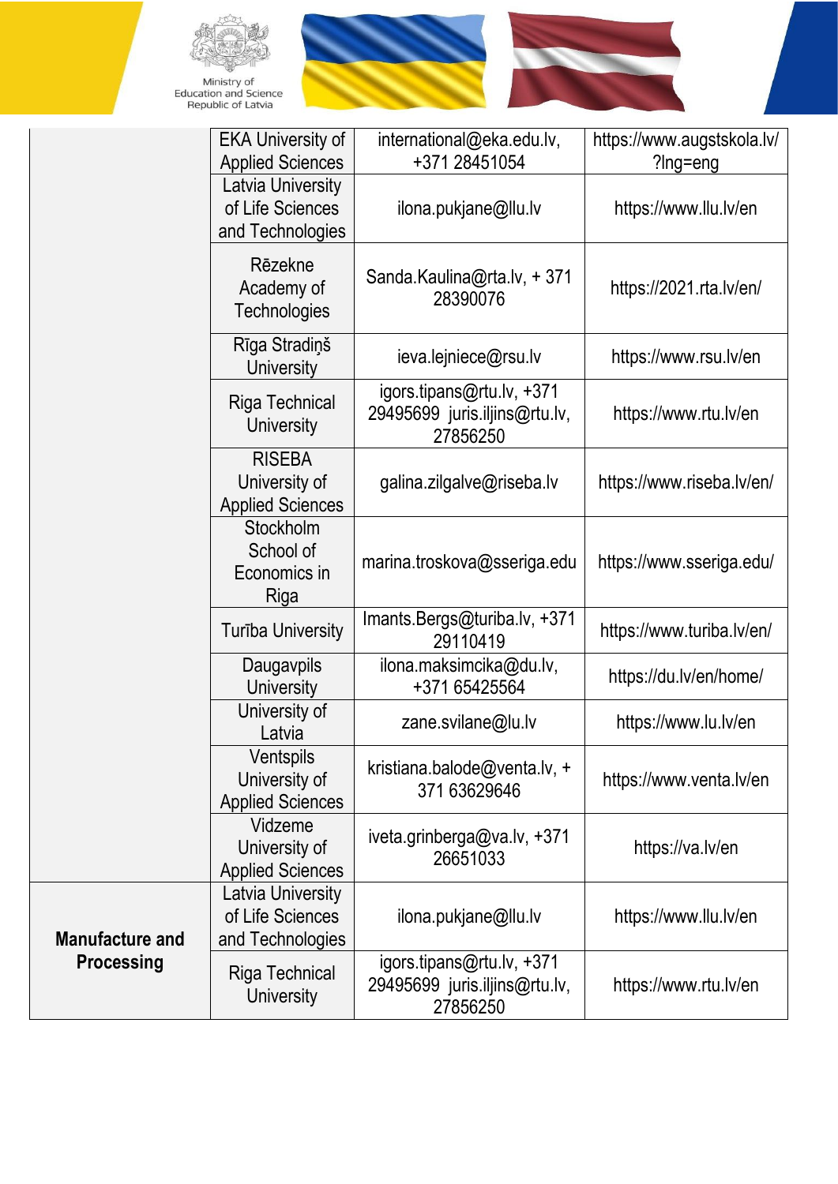| | | | |
|---|---|---|---|
| | EKA University of Applied Sciences | international@eka.edu.lv, +371 28451054 | https://www.augstskola.lv/?lng=eng |
| | Latvia University of Life Sciences and Technologies | ilona.pukjane@llu.lv | https://www.llu.lv/en |
| | Rēzekne Academy of Technologies | Sanda.Kaulina@rta.lv, + 371 28390076 | https://2021.rta.lv/en/ |
| | Rīga Stradiņš University | ieva.lejniece@rsu.lv | https://www.rsu.lv/en |
| | Riga Technical University | igors.tipans@rtu.lv, +371 29495699 juris.iljins@rtu.lv, 27856250 | https://www.rtu.lv/en |
| | RISEBA University of Applied Sciences | galina.zilgalve@riseba.lv | https://www.riseba.lv/en/ |
| | Stockholm School of Economics in Riga | marina.troskova@sseriga.edu | https://www.sseriga.edu/ |
| | Turība University | Imants.Bergs@turiba.lv, +371 29110419 | https://www.turiba.lv/en/ |
| | Daugavpils University | ilona.maksimcika@du.lv, +371 65425564 | https://du.lv/en/home/ |
| | University of Latvia | zane.svilane@lu.lv | https://www.lu.lv/en |
| | Ventspils University of Applied Sciences | kristiana.balode@venta.lv, + 371 63629646 | https://www.venta.lv/en |
| | Vidzeme University of Applied Sciences | iveta.grinberga@va.lv, +371 26651033 | https://va.lv/en |
| **Manufacture and Processing** | Latvia University of Life Sciences and Technologies | ilona.pukjane@llu.lv | https://www.llu.lv/en |
| | Riga Technical University | igors.tipans@rtu.lv, +371 29495699 juris.iljins@rtu.lv, 27856250 | https://www.rtu.lv/en |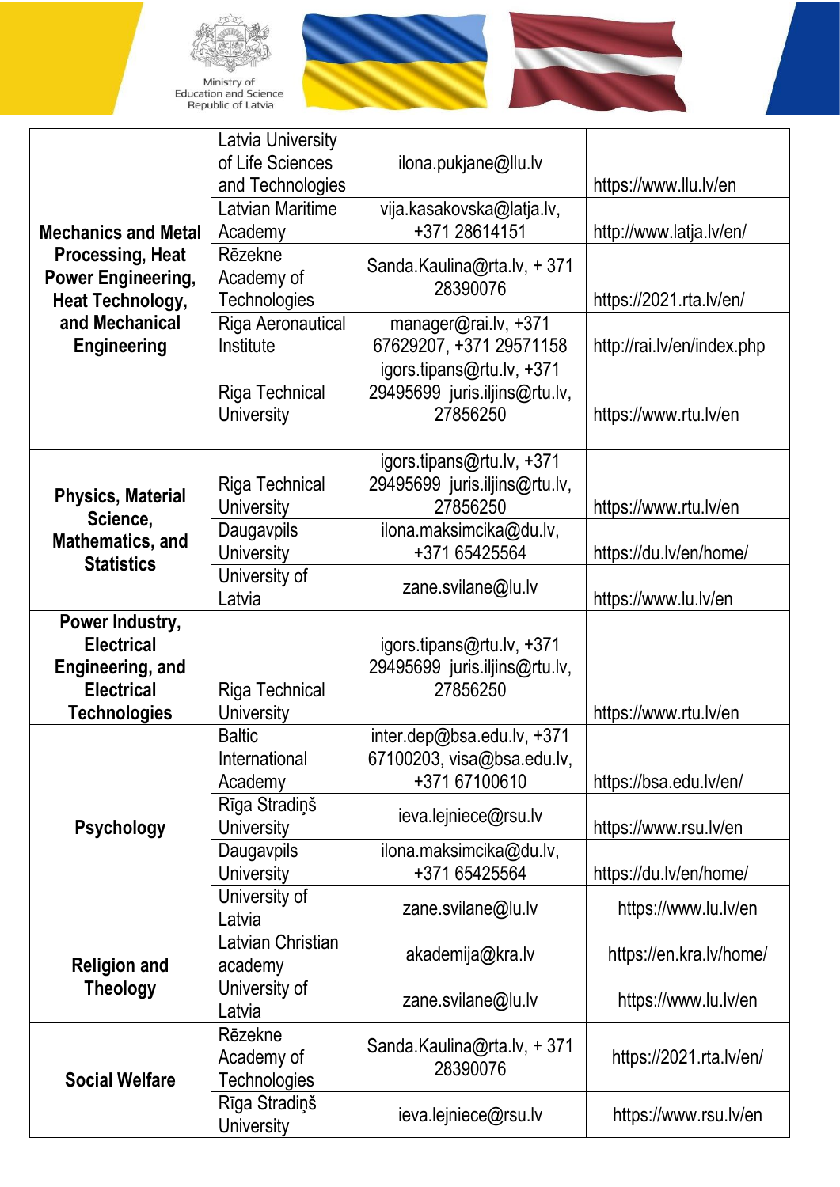| | | | |
|---|---|---|---|
| **Mechanics and Metal Processing, Heat Power Engineering, Heat Technology, and Mechanical Engineering** | Latvia University of Life Sciences and Technologies | ilona.pukjane@llu.lv | https://www.llu.lv/en |
| | Latvian Maritime Academy | vija.kasakovska@latja.lv, +371 28614151 | http://www.latja.lv/en/ |
| | Rēzekne Academy of Technologies | Sanda.Kaulina@rta.lv, + 371 28390076 | https://2021.rta.lv/en/ |
| | Riga Aeronautical Institute | manager@rai.lv, +371 67629207, +371 29571158 | http://rai.lv/en/index.php |
| | Riga Technical University | igors.tipans@rtu.lv, +371 29495699 juris.iljins@rtu.lv, 27856250 | https://www.rtu.lv/en |
| | | | |
| **Physics, Material Science, Mathematics, and Statistics** | Riga Technical University | igors.tipans@rtu.lv, +371 29495699 juris.iljins@rtu.lv, 27856250 | https://www.rtu.lv/en |
| | Daugavpils University | ilona.maksimcika@du.lv, +371 65425564 | https://du.lv/en/home/ |
| | University of Latvia | zane.svilane@lu.lv | https://www.lu.lv/en |
| **Power Industry, Electrical Engineering, and Electrical Technologies** | Riga Technical University | igors.tipans@rtu.lv, +371 29495699 juris.iljins@rtu.lv, 27856250 | https://www.rtu.lv/en |
| **Psychology** | Baltic International Academy | inter.dep@bsa.edu.lv, +371 67100203, visa@bsa.edu.lv, +371 67100610 | https://bsa.edu.lv/en/ |
| | Rīga Stradiņš University | ieva.lejniece@rsu.lv | https://www.rsu.lv/en |
| | Daugavpils University | ilona.maksimcika@du.lv, +371 65425564 | https://du.lv/en/home/ |
| | University of Latvia | zane.svilane@lu.lv | https://www.lu.lv/en |
| **Religion and Theology** | Latvian Christian academy | akademija@kra.lv | https://en.kra.lv/home/ |
| | University of Latvia | zane.svilane@lu.lv | https://www.lu.lv/en |
| **Social Welfare** | Rēzekne Academy of Technologies | Sanda.Kaulina@rta.lv, + 371 28390076 | https://2021.rta.lv/en/ |
| | Rīga Stradiņš University | ieva.lejniece@rsu.lv | https://www.rsu.lv/en |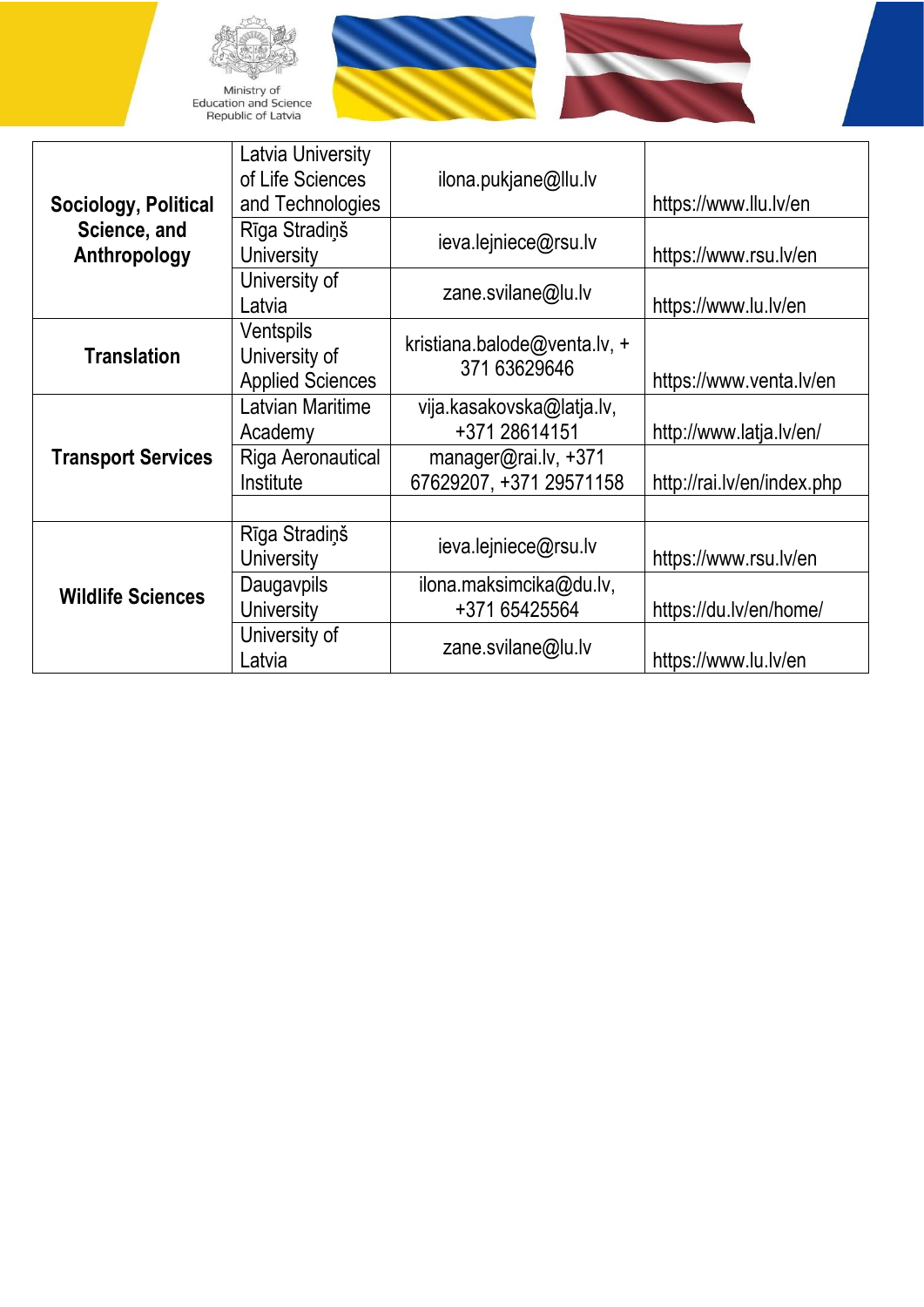| | | | |
|---|---|---|---|
| **Sociology, Political Science, and Anthropology** | Latvia University of Life Sciences and Technologies | ilona.pukjane@llu.lv | https://www.llu.lv/en |
| | Rīga Stradiņš University | ieva.lejniece@rsu.lv | https://www.rsu.lv/en |
| | University of Latvia | zane.svilane@lu.lv | https://www.lu.lv/en |
| **Translation** | Ventspils University of Applied Sciences | kristiana.balode@venta.lv, + 371 63629646 | https://www.venta.lv/en |
| **Transport Services** | Latvian Maritime Academy | vija.kasakovska@latja.lv, +371 28614151 | http://www.latja.lv/en/ |
| | Riga Aeronautical Institute | manager@rai.lv, +371 67629207, +371 29571158 | http://rai.lv/en/index.php |
| | | | |
| **Wildlife Sciences** | Rīga Stradiņš University | ieva.lejniece@rsu.lv | https://www.rsu.lv/en |
| | Daugavpils University | ilona.maksimcika@du.lv, +371 65425564 | https://du.lv/en/home/ |
| | University of Latvia | zane.svilane@lu.lv | https://www.lu.lv/en |